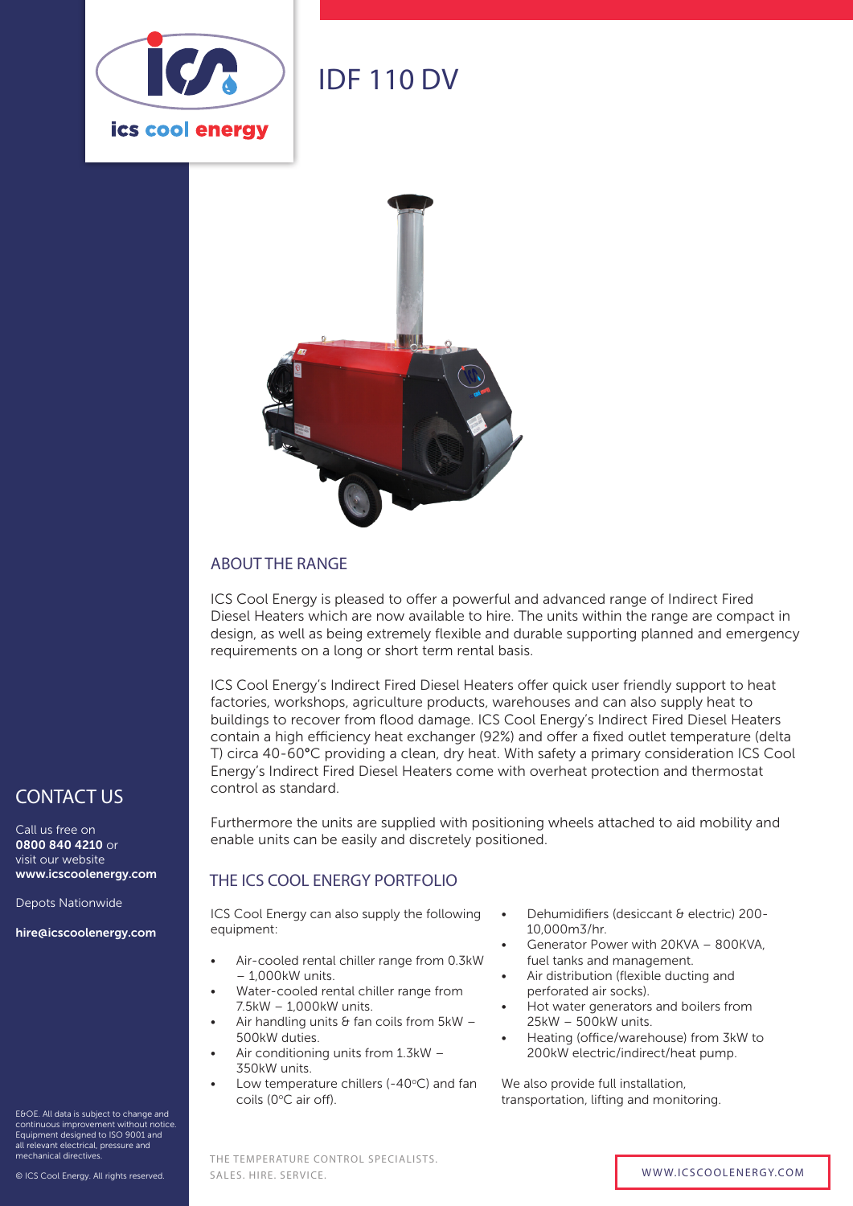ics cool energy

# IDF 110 DV

## ABOUT THE RANGE

ICS Cool Energy is pleased to offer a powerful and advanced range of Indirect Fired Diesel Heaters which are now available to hire. The units within the range are compact in design, as well as being extremely flexible and durable supporting planned and emergency requirements on a long or short term rental basis.

ICS Cool Energy's Indirect Fired Diesel Heaters offer quick user friendly support to heat factories, workshops, agriculture products, warehouses and can also supply heat to buildings to recover from flood damage. ICS Cool Energy's Indirect Fired Diesel Heaters contain a high efficiency heat exchanger (92%) and offer a fixed outlet temperature (delta T) circa 40-60°C providing a clean, dry heat. With safety a primary consideration ICS Cool Energy's Indirect Fired Diesel Heaters come with overheat protection and thermostat control as standard.

Furthermore the units are supplied with positioning wheels attached to aid mobility and enable units can be easily and discretely positioned.

## THE ICS COOL ENERGY PORTFOLIO

ICS Cool Energy can also supply the following equipment:

- Air-cooled rental chiller range from 0.3kW – 1,000kW units.
- Water-cooled rental chiller range from 7.5kW – 1,000kW units.
- Air handling units & fan coils from 5kW – 500kW duties.
- Air conditioning units from 1.3kW – 350kW units.
- Low temperature chillers (-40°C) and fan coils (0°C air off).
- Dehumidifiers (desiccant & electric) 200-10,000m3/hr.
- Generator Power with 20KVA – 800KVA, fuel tanks and management.
- Air distribution (flexible ducting and perforated air socks).
- Hot water generators and boilers from 25kW – 500kW units.
- Heating (office/warehouse) from 3kW to 200kW electric/indirect/heat pump.

We also provide full installation, transportation, lifting and monitoring.

## CONTACT US

Call us free on **0800 840 4210** or visit our website **www.icscoolenergy.com**

Depots Nationwide

**hire@icscoolenergy.com**

E&OE. All data is subject to change and continuous improvement without notice. Equipment designed to ISO 9001 and all relevant electrical, pressure and mechanical directives.

© ICS Cool Energy. All rights reserved.

THE TEMPERATURE CONTROL SPECIALISTS.
SALES. HIRE. SERVICE.

WWW.ICSCOOLENERGY.COM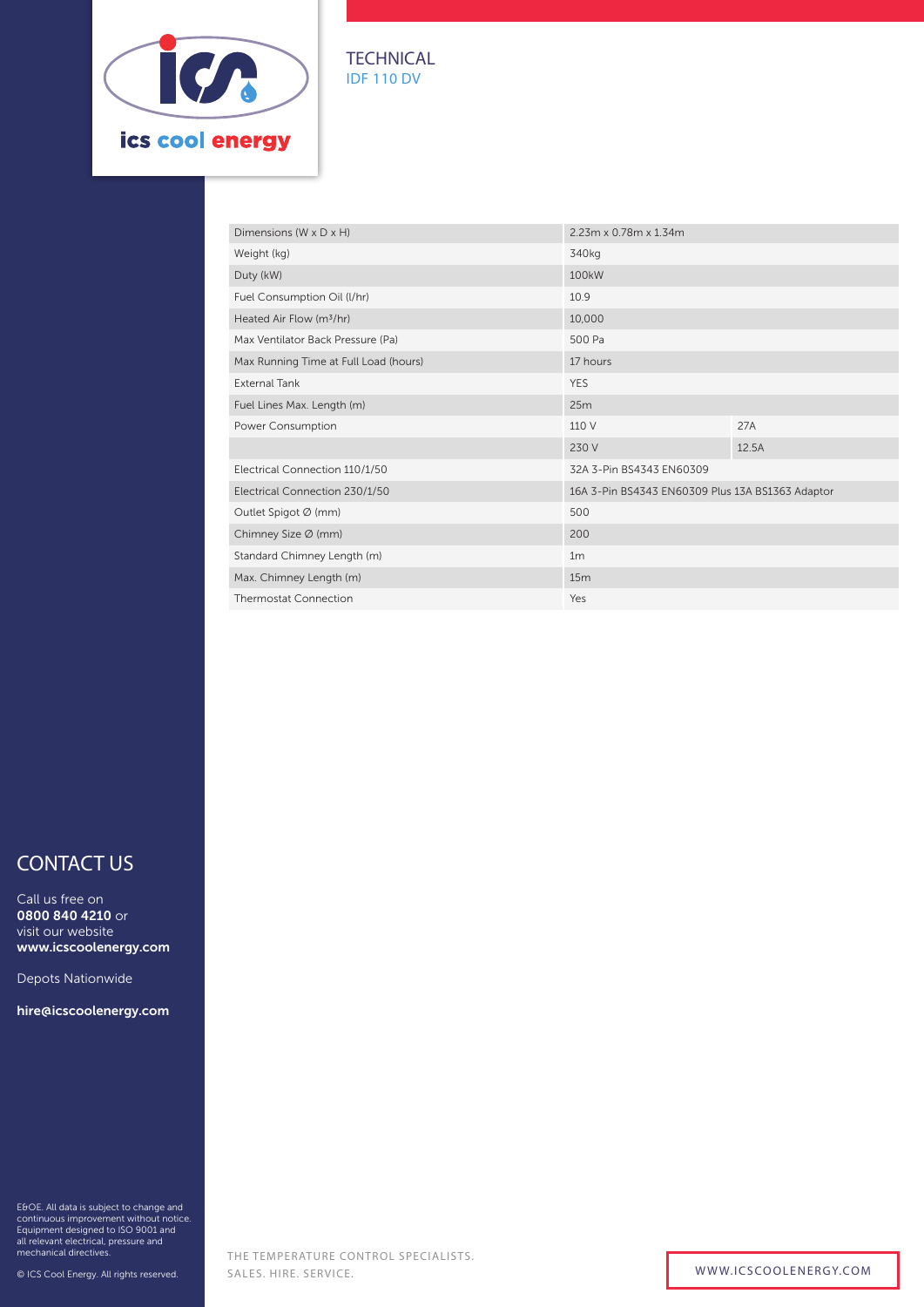# TECHNICAL

## IDF 110 DV

| | | |
|---|---|---|
| Dimensions (W x D x H) | 2.23m x 0.78m x 1.34m | |
| Weight (kg) | 340kg | |
| Duty (kW) | 100kW | |
| Fuel Consumption Oil (l/hr) | 10.9 | |
| Heated Air Flow ($m^3$/hr) | 10,000 | |
| Max Ventilator Back Pressure (Pa) | 500 Pa | |
| Max Running Time at Full Load (hours) | 17 hours | |
| External Tank | YES | |
| Fuel Lines Max. Length (m) | 25m | |
| Power Consumption | 110 V | 27A |
| | 230 V | 12.5A |
| Electrical Connection 110/1/50 | 32A 3-Pin BS4343 EN60309 | |
| Electrical Connection 230/1/50 | 16A 3-Pin BS4343 EN60309 Plus 13A BS1363 Adaptor | |
| Outlet Spigot Ø (mm) | 500 | |
| Chimney Size Ø (mm) | 200 | |
| Standard Chimney Length (m) | 1m | |
| Max. Chimney Length (m) | 15m | |
| Thermostat Connection | Yes | |

## CONTACT US

Call us free on
**0800 840 4210** or
visit our website
**www.icscoolenergy.com**

Depots Nationwide

**hire@icscoolenergy.com**

E&OE. All data is subject to change and continuous improvement without notice. Equipment designed to ISO 9001 and all relevant electrical, pressure and mechanical directives.

© ICS Cool Energy. All rights reserved.

THE TEMPERATURE CONTROL SPECIALISTS.
SALES. HIRE. SERVICE.

WWW.ICSCOOLENERGY.COM